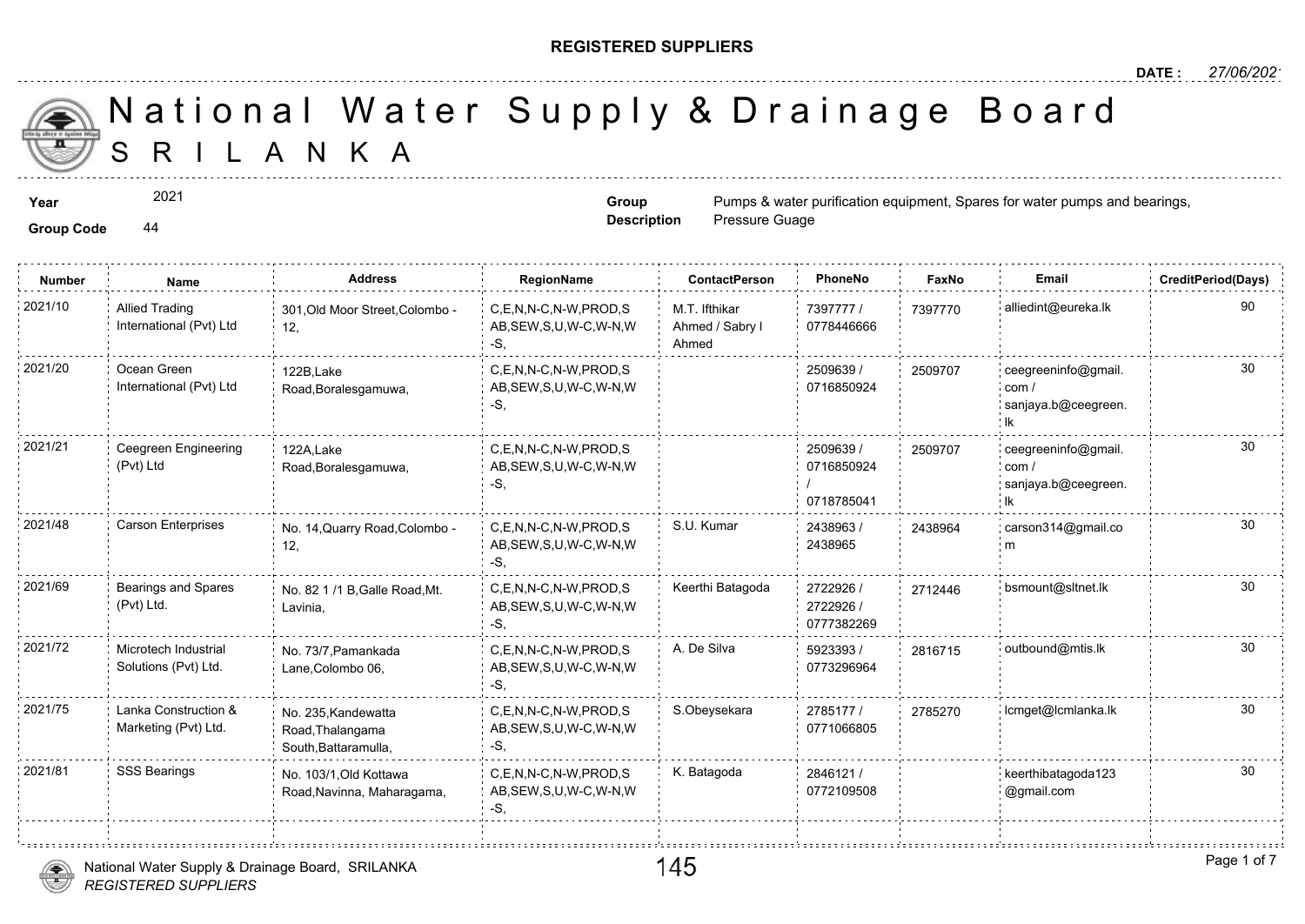**REGISTERED SUPPLIERS**

**DATE :** 27/06/2021

# National Water Supply & Drainage Board
## SRILANKA

**Year** 2021

**Group Code** 44

**Group Description** Pumps & water purification equipment, Spares for water pumps and bearings, Pressure Guage

| Number | Name | Address | RegionName | ContactPerson | PhoneNo | FaxNo | Email | CreditPeriod(Days) |
|---|---|---|---|---|---|---|---|---|
| 2021/10 | Allied Trading International (Pvt) Ltd | 301,Old Moor Street,Colombo - 12, | C,E,N,N-C,N-W,PROD,SAB,SEW,S,U,W-C,W-N,W-S, | M.T. Ifthikar Ahmed / Sabry I Ahmed | 7397777 / 0778446666 | 7397770 | alliedint@eureka.lk | 90 |
| 2021/20 | Ocean Green International (Pvt) Ltd | 122B,Lake Road,Boralesgamuwa, | C,E,N,N-C,N-W,PROD,SAB,SEW,S,U,W-C,W-N,W-S, | | 2509639 / 0716850924 | 2509707 | ceegreeninfo@gmail.com / sanjaya.b@ceegreen.lk | 30 |
| 2021/21 | Ceegreen Engineering (Pvt) Ltd | 122A,Lake Road,Boralesgamuwa, | C,E,N,N-C,N-W,PROD,SAB,SEW,S,U,W-C,W-N,W-S, | | 2509639 / 0716850924 / 0718785041 | 2509707 | ceegreeninfo@gmail.com / sanjaya.b@ceegreen.lk | 30 |
| 2021/48 | Carson Enterprises | No. 14,Quarry Road,Colombo - 12, | C,E,N,N-C,N-W,PROD,SAB,SEW,S,U,W-C,W-N,W-S, | S.U. Kumar | 2438963 / 2438965 | 2438964 | carson314@gmail.com | 30 |
| 2021/69 | Bearings and Spares (Pvt) Ltd. | No. 82 1 /1 B,Galle Road,Mt. Lavinia, | C,E,N,N-C,N-W,PROD,SAB,SEW,S,U,W-C,W-N,W-S, | Keerthi Batagoda | 2722926 / 2722926 / 0777382269 | 2712446 | bsmount@sltnet.lk | 30 |
| 2021/72 | Microtech Industrial Solutions (Pvt) Ltd. | No. 73/7,Pamankada Lane,Colombo 06, | C,E,N,N-C,N-W,PROD,SAB,SEW,S,U,W-C,W-N,W-S, | A. De Silva | 5923393 / 0773296964 | 2816715 | outbound@mtis.lk | 30 |
| 2021/75 | Lanka Construction & Marketing (Pvt) Ltd. | No. 235,Kandewatta Road,Thalangama South,Battaramulla, | C,E,N,N-C,N-W,PROD,SAB,SEW,S,U,W-C,W-N,W-S, | S.Obeysekara | 2785177 / 0771066805 | 2785270 | lcmget@lcmlanka.lk | 30 |
| 2021/81 | SSS Bearings | No. 103/1,Old Kottawa Road,Navinna, Maharagama, | C,E,N,N-C,N-W,PROD,SAB,SEW,S,U,W-C,W-N,W-S, | K. Batagoda | 2846121 / 0772109508 | | keerthibatagoda123@gmail.com | 30 |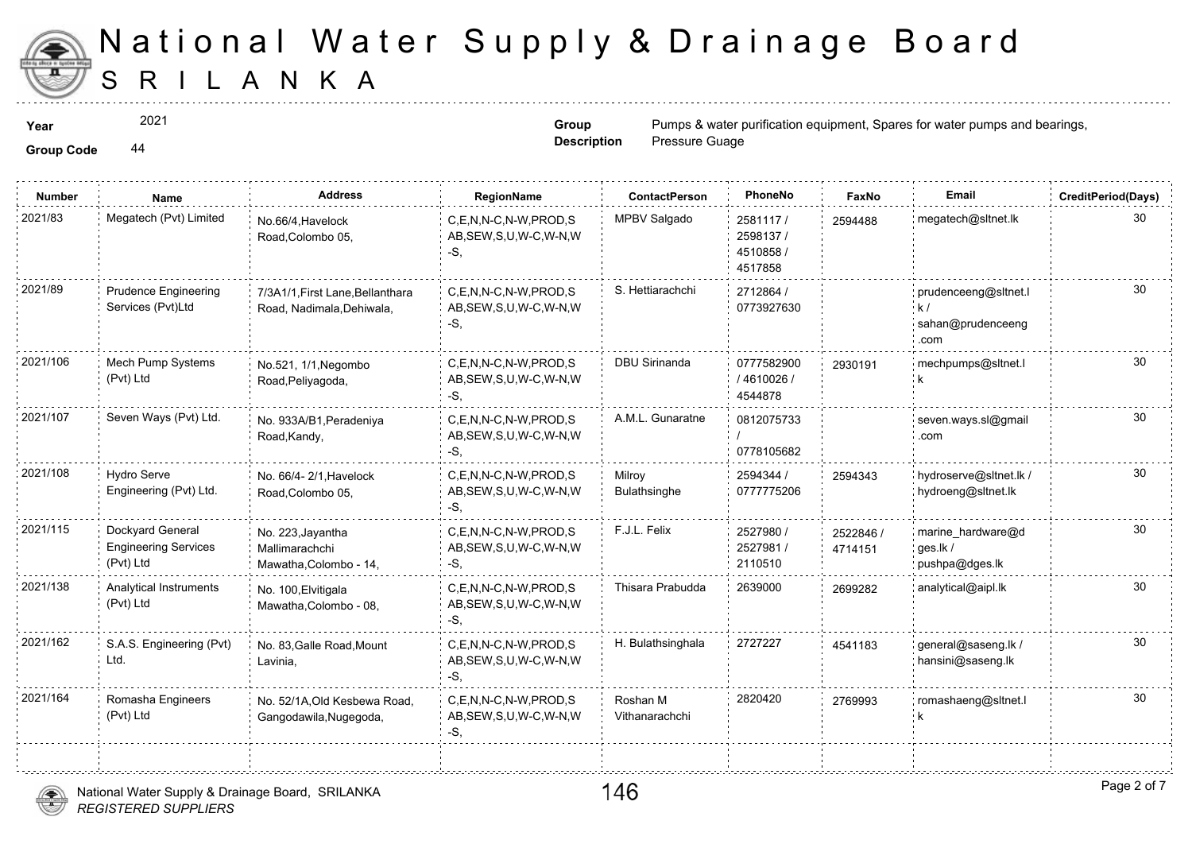# National Water Supply & Drainage Board
## SRI LANKA

**Year** 2021
**Group Code** 44

**Group Description** Pumps & water purification equipment, Spares for water pumps and bearings, Pressure Guage

| Number | Name | Address | RegionName | ContactPerson | PhoneNo | FaxNo | Email | CreditPeriod(Days) |
|---|---|---|---|---|---|---|---|---|
| 2021/83 | Megatech (Pvt) Limited | No.66/4,Havelock Road,Colombo 05, | C,E,N,N-C,N-W,PROD,SAB,SEW,S,U,W-C,W-N,W-S, | MPBV Salgado | 2581117 / 2598137 / 4510858 / 4517858 | 2594488 | megatech@sltnet.lk | 30 |
| 2021/89 | Prudence Engineering Services (Pvt)Ltd | 7/3A1/1,First Lane,Bellanthara Road, Nadimala,Dehiwala, | C,E,N,N-C,N-W,PROD,SAB,SEW,S,U,W-C,W-N,W-S, | S. Hettiarachchi | 2712864 / 0773927630 | | prudenceeng@sltnet.lk / sahan@prudenceeng.com | 30 |
| 2021/106 | Mech Pump Systems (Pvt) Ltd | No.521, 1/1,Negombo Road,Peliyagoda, | C,E,N,N-C,N-W,PROD,SAB,SEW,S,U,W-C,W-N,W-S, | DBU Sirinanda | 0777582900 / 4610026 / 4544878 | 2930191 | mechpumps@sltnet.lk | 30 |
| 2021/107 | Seven Ways (Pvt) Ltd. | No. 933A/B1,Peradeniya Road,Kandy, | C,E,N,N-C,N-W,PROD,SAB,SEW,S,U,W-C,W-N,W-S, | A.M.L. Gunaratne | 0812075733 / 0778105682 | | seven.ways.sl@gmail.com | 30 |
| 2021/108 | Hydro Serve Engineering (Pvt) Ltd. | No. 66/4- 2/1,Havelock Road,Colombo 05, | C,E,N,N-C,N-W,PROD,SAB,SEW,S,U,W-C,W-N,W-S, | Milroy Bulathsinghe | 2594344 / 0777775206 | 2594343 | hydroserve@sltnet.lk / hydroeng@sltnet.lk | 30 |
| 2021/115 | Dockyard General Engineering Services (Pvt) Ltd | No. 223,Jayantha Mallimarachchi Mawatha,Colombo - 14, | C,E,N,N-C,N-W,PROD,SAB,SEW,S,U,W-C,W-N,W-S, | F.J.L. Felix | 2527980 / 2527981 / 2110510 | 2522846 / 4714151 | marine_hardware@dges.lk / pushpa@dges.lk | 30 |
| 2021/138 | Analytical Instruments (Pvt) Ltd | No. 100,Elvitigala Mawatha,Colombo - 08, | C,E,N,N-C,N-W,PROD,SAB,SEW,S,U,W-C,W-N,W-S, | Thisara Prabudda | 2639000 | 2699282 | analytical@aipl.lk | 30 |
| 2021/162 | S.A.S. Engineering (Pvt) Ltd. | No. 83,Galle Road,Mount Lavinia, | C,E,N,N-C,N-W,PROD,SAB,SEW,S,U,W-C,W-N,W-S, | H. Bulathsinghala | 2727227 | 4541183 | general@saseng.lk / hansini@saseng.lk | 30 |
| 2021/164 | Romasha Engineers (Pvt) Ltd | No. 52/1A,Old Kesbewa Road, Gangodawila,Nugegoda, | C,E,N,N-C,N-W,PROD,SAB,SEW,S,U,W-C,W-N,W-S, | Roshan M Vithanarachchi | 2820420 | 2769993 | romashaeng@sltnet.lk | 30 |

National Water Supply & Drainage Board, SRILANKA
*REGISTERED SUPPLIERS*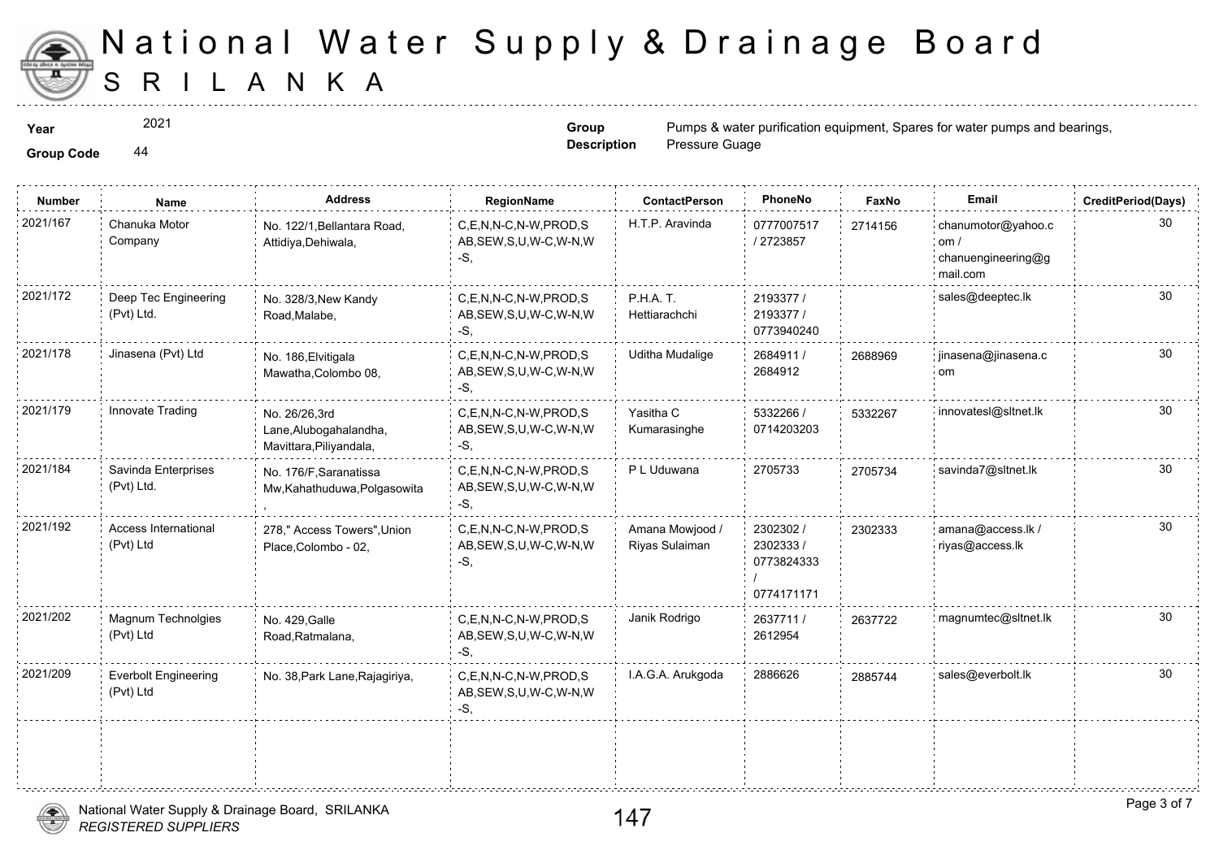# National Water Supply & Drainage Board
# SRILANKA

**Year** 2021

**Group Code** 44

**Group Description** Pumps & water purification equipment, Spares for water pumps and bearings, Pressure Guage

| Number | Name | Address | RegionName | ContactPerson | PhoneNo | FaxNo | Email | CreditPeriod(Days) |
|---|---|---|---|---|---|---|---|---|
| 2021/167 | Chanuka Motor Company | No. 122/1,Bellantara Road, Attidiya,Dehiwala, | C,E,N,N-C,N-W,PROD,SAB,SEW,S,U,W-C,W-N,W-S, | H.T.P. Aravinda | 0777007517 / 2723857 | 2714156 | chanumotor@yahoo.com / chanuengineering@gmail.com | 30 |
| 2021/172 | Deep Tec Engineering (Pvt) Ltd. | No. 328/3,New Kandy Road,Malabe, | C,E,N,N-C,N-W,PROD,SAB,SEW,S,U,W-C,W-N,W-S, | P.H.A. T. Hettiarachchi | 2193377 / 2193377 / 0773940240 | | sales@deeptec.lk | 30 |
| 2021/178 | Jinasena (Pvt) Ltd | No. 186,Elvitigala Mawatha,Colombo 08, | C,E,N,N-C,N-W,PROD,SAB,SEW,S,U,W-C,W-N,W-S, | Uditha Mudalige | 2684911 / 2684912 | 2688969 | jinasena@jinasena.com | 30 |
| 2021/179 | Innovate Trading | No. 26/26,3rd Lane,Alubogahalandha, Mavittara,Piliyandala, | C,E,N,N-C,N-W,PROD,SAB,SEW,S,U,W-C,W-N,W-S, | Yasitha C Kumarasinghe | 5332266 / 0714203203 | 5332267 | innovatesl@sltnet.lk | 30 |
| 2021/184 | Savinda Enterprises (Pvt) Ltd. | No. 176/F,Saranatissa Mw,Kahathuduwa,Polgasowita , | C,E,N,N-C,N-W,PROD,SAB,SEW,S,U,W-C,W-N,W-S, | P L Uduwana | 2705733 | 2705734 | savinda7@sltnet.lk | 30 |
| 2021/192 | Access International (Pvt) Ltd | 278," Access Towers",Union Place,Colombo - 02, | C,E,N,N-C,N-W,PROD,SAB,SEW,S,U,W-C,W-N,W-S, | Amana Mowjood / Riyas Sulaiman | 2302302 / 2302333 / 0773824333 / 0774171171 | 2302333 | amana@access.lk / riyas@access.lk | 30 |
| 2021/202 | Magnum Technolgies (Pvt) Ltd | No. 429,Galle Road,Ratmalana, | C,E,N,N-C,N-W,PROD,SAB,SEW,S,U,W-C,W-N,W-S, | Janik Rodrigo | 2637711 / 2612954 | 2637722 | magnumtec@sltnet.lk | 30 |
| 2021/209 | Everbolt Engineering (Pvt) Ltd | No. 38,Park Lane,Rajagiriya, | C,E,N,N-C,N-W,PROD,SAB,SEW,S,U,W-C,W-N,W-S, | I.A.G.A. Arukgoda | 2886626 | 2885744 | sales@everbolt.lk | 30 |

National Water Supply & Drainage Board, SRILANKA
*REGISTERED SUPPLIERS*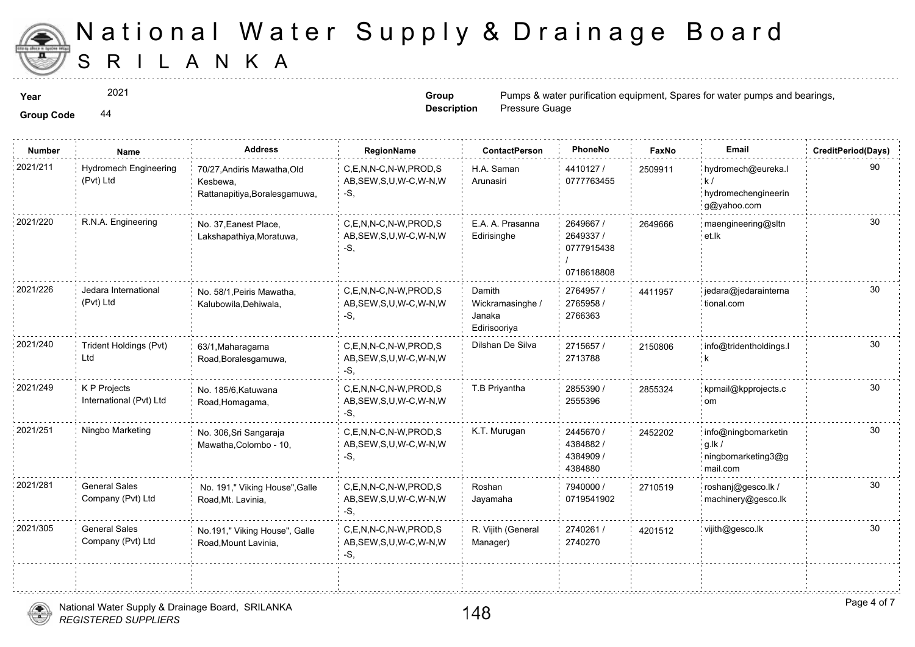# National Water Supply & Drainage Board

## SRILANKA

**Year** 2021

**Group Code** 44

**Group Description** Pumps & water purification equipment, Spares for water pumps and bearings, Pressure Guage

| Number | Name | Address | RegionName | ContactPerson | PhoneNo | FaxNo | Email | CreditPeriod(Days) |
|---|---|---|---|---|---|---|---|---|
| 2021/211 | Hydromech Engineering (Pvt) Ltd | 70/27,Andiris Mawatha,Old Kesbewa, Rattanapitiya,Boralesgamuwa, | C,E,N,N-C,N-W,PROD,SAB,SEW,S,U,W-C,W-N,W-S, | H.A. Saman Arunasiri | 4410127 / 0777763455 | 2509911 | hydromech@eureka.lk / hydromechengineering@yahoo.com | 90 |
| 2021/220 | R.N.A. Engineering | No. 37,Eanest Place, Lakshapathiya,Moratuwa, | C,E,N,N-C,N-W,PROD,SAB,SEW,S,U,W-C,W-N,W-S, | E.A. A. Prasanna Edirisinghe | 2649667 / 2649337 / 0777915438 / 0718618808 | 2649666 | maengineering@sltnet.lk | 30 |
| 2021/226 | Jedara International (Pvt) Ltd | No. 58/1,Peiris Mawatha, Kalubowila,Dehiwala, | C,E,N,N-C,N-W,PROD,SAB,SEW,S,U,W-C,W-N,W-S, | Damith Wickramasinghe / Janaka Edirisooriya | 2764957 / 2765958 / 2766363 | 4411957 | jedara@jedarainternational.com | 30 |
| 2021/240 | Trident Holdings (Pvt) Ltd | 63/1,Maharagama Road,Boralesgamuwa, | C,E,N,N-C,N-W,PROD,SAB,SEW,S,U,W-C,W-N,W-S, | Dilshan De Silva | 2715657 / 2713788 | 2150806 | info@tridentholdings.lk | 30 |
| 2021/249 | K P Projects International (Pvt) Ltd | No. 185/6,Katuwana Road,Homagama, | C,E,N,N-C,N-W,PROD,SAB,SEW,S,U,W-C,W-N,W-S, | T.B Priyantha | 2855390 / 2555396 | 2855324 | kpmail@kpprojects.com | 30 |
| 2021/251 | Ningbo Marketing | No. 306,Sri Sangaraja Mawatha,Colombo - 10, | C,E,N,N-C,N-W,PROD,SAB,SEW,S,U,W-C,W-N,W-S, | K.T. Murugan | 2445670 / 4384882 / 4384909 / 4384880 | 2452202 | info@ningbomarketing.lk / ningbomarketing3@gmail.com | 30 |
| 2021/281 | General Sales Company (Pvt) Ltd | No. 191," Viking House",Galle Road,Mt. Lavinia, | C,E,N,N-C,N-W,PROD,SAB,SEW,S,U,W-C,W-N,W-S, | Roshan Jayamaha | 7940000 / 0719541902 | 2710519 | roshanj@gesco.lk / machinery@gesco.lk | 30 |
| 2021/305 | General Sales Company (Pvt) Ltd | No.191," Viking House", Galle Road,Mount Lavinia, | C,E,N,N-C,N-W,PROD,SAB,SEW,S,U,W-C,W-N,W-S, | R. Vijith (General Manager) | 2740261 / 2740270 | 4201512 | vijith@gesco.lk | 30 |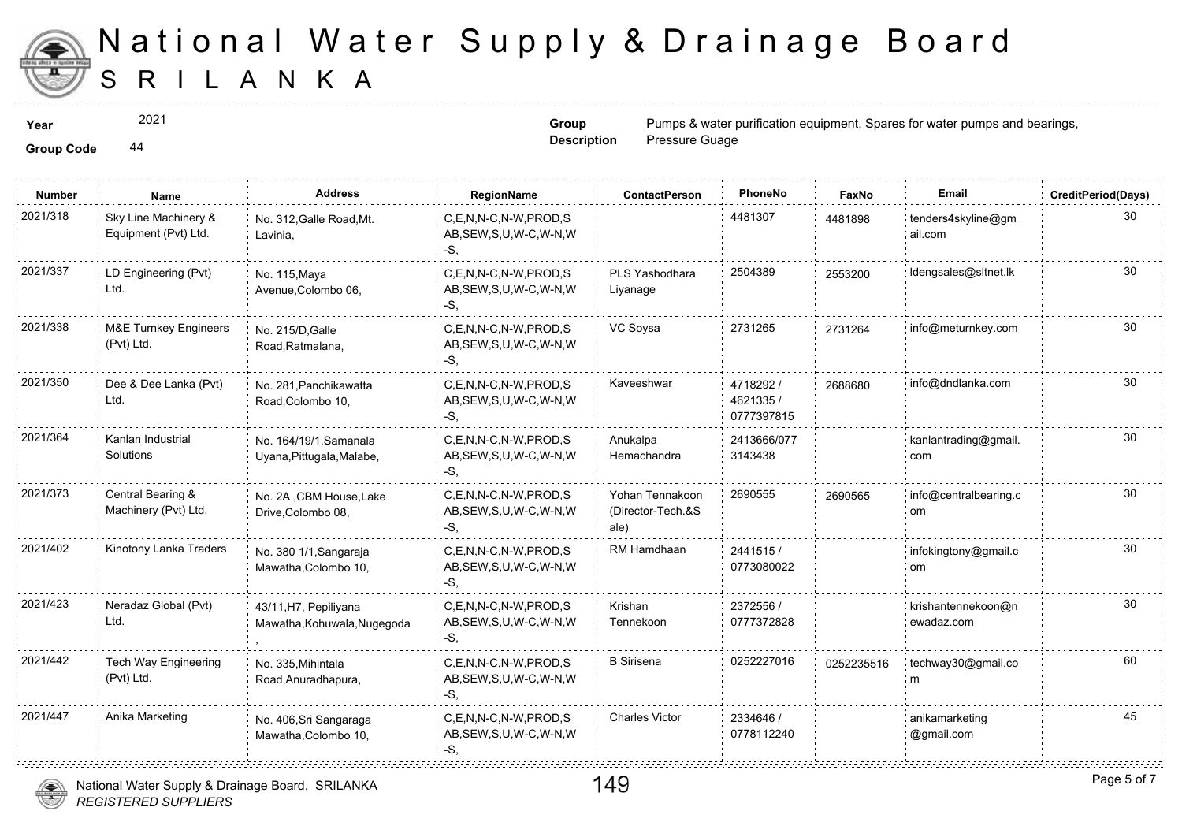# National Water Supply & Drainage Board
# SRILANKA

**Year** 2021

**Group Code** 44

**Group Description** Pumps & water purification equipment, Spares for water pumps and bearings, Pressure Guage

| Number | Name | Address | RegionName | ContactPerson | PhoneNo | FaxNo | Email | CreditPeriod(Days) |
|---|---|---|---|---|---|---|---|---|
| 2021/318 | Sky Line Machinery & Equipment (Pvt) Ltd. | No. 312,Galle Road,Mt. Lavinia, | C,E,N,N-C,N-W,PROD,SAB,SEW,S,U,W-C,W-N,W-S, | | 4481307 | 4481898 | tenders4skyline@gmail.com | 30 |
| 2021/337 | LD Engineering (Pvt) Ltd. | No. 115,Maya Avenue,Colombo 06, | C,E,N,N-C,N-W,PROD,SAB,SEW,S,U,W-C,W-N,W-S, | PLS Yashodhara Liyanage | 2504389 | 2553200 | ldengsales@sltnet.lk | 30 |
| 2021/338 | M&E Turnkey Engineers (Pvt) Ltd. | No. 215/D,Galle Road,Ratmalana, | C,E,N,N-C,N-W,PROD,SAB,SEW,S,U,W-C,W-N,W-S, | VC Soysa | 2731265 | 2731264 | info@meturnkey.com | 30 |
| 2021/350 | Dee & Dee Lanka (Pvt) Ltd. | No. 281,Panchikawatta Road,Colombo 10, | C,E,N,N-C,N-W,PROD,SAB,SEW,S,U,W-C,W-N,W-S, | Kaveeshwar | 4718292 / 4621335 / 0777397815 | 2688680 | info@dndlanka.com | 30 |
| 2021/364 | Kanlan Industrial Solutions | No. 164/19/1,Samanala Uyana,Pittugala,Malabe, | C,E,N,N-C,N-W,PROD,SAB,SEW,S,U,W-C,W-N,W-S, | Anukalpa Hemachandra | 2413666/0773143438 | | kanlantrading@gmail.com | 30 |
| 2021/373 | Central Bearing & Machinery (Pvt) Ltd. | No. 2A ,CBM House,Lake Drive,Colombo 08, | C,E,N,N-C,N-W,PROD,SAB,SEW,S,U,W-C,W-N,W-S, | Yohan Tennakoon (Director-Tech.&Sale) | 2690555 | 2690565 | info@centralbearing.com | 30 |
| 2021/402 | Kinotony Lanka Traders | No. 380 1/1,Sangaraja Mawatha,Colombo 10, | C,E,N,N-C,N-W,PROD,SAB,SEW,S,U,W-C,W-N,W-S, | RM Hamdhaan | 2441515 / 0773080022 | | infokingtony@gmail.com | 30 |
| 2021/423 | Neradaz Global (Pvt) Ltd. | 43/11,H7, Pepiliyana Mawatha,Kohuwala,Nugegoda, | C,E,N,N-C,N-W,PROD,SAB,SEW,S,U,W-C,W-N,W-S, | Krishan Tennekoon | 2372556 / 0777372828 | | krishantennekoon@newadaz.com | 30 |
| 2021/442 | Tech Way Engineering (Pvt) Ltd. | No. 335,Mihintala Road,Anuradhapura, | C,E,N,N-C,N-W,PROD,SAB,SEW,S,U,W-C,W-N,W-S, | B Sirisena | 0252227016 | 0252235516 | techway30@gmail.com | 60 |
| 2021/447 | Anika Marketing | No. 406,Sri Sangaraga Mawatha,Colombo 10, | C,E,N,N-C,N-W,PROD,SAB,SEW,S,U,W-C,W-N,W-S, | Charles Victor | 2334646 / 0778112240 | | anikamarketing@gmail.com | 45 |

National Water Supply & Drainage Board, SRILANKA
*REGISTERED SUPPLIERS*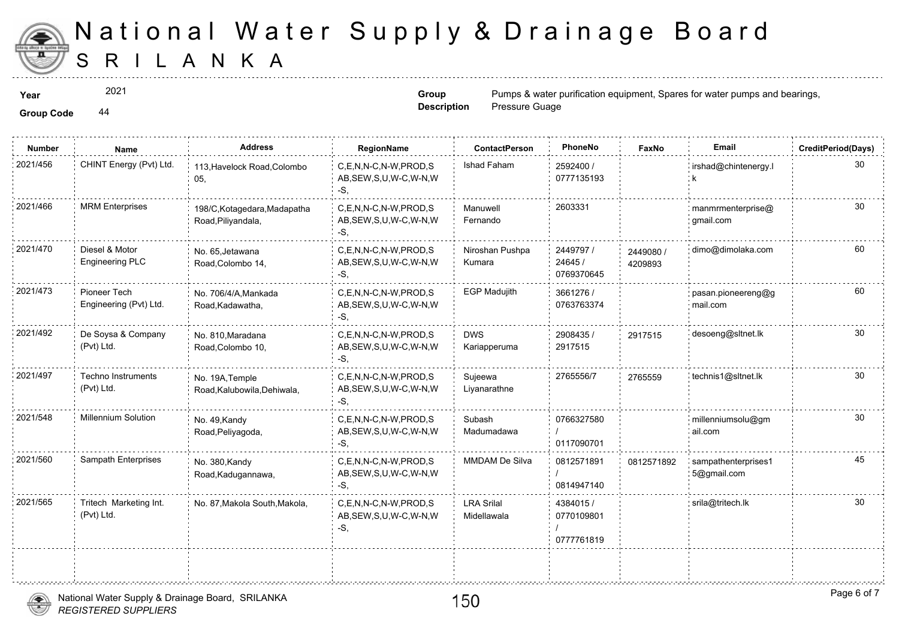# National Water Supply & Drainage Board
## SRI LANKA

**Year** 2021

**Group Code** 44

**Group Description** Pumps & water purification equipment, Spares for water pumps and bearings, Pressure Guage

| Number | Name | Address | RegionName | ContactPerson | PhoneNo | FaxNo | Email | CreditPeriod(Days) |
|---|---|---|---|---|---|---|---|---|
| 2021/456 | CHINT Energy (Pvt) Ltd. | 113,Havelock Road,Colombo 05, | C,E,N,N-C,N-W,PROD,SAB,SEW,S,U,W-C,W-N,W-S, | Ishad Faham | 2592400 / 0777135193 | | irshad@chintenergy.lk | 30 |
| 2021/466 | MRM Enterprises | 198/C,Kotagedara,Madapatha Road,Piliyandala, | C,E,N,N-C,N-W,PROD,SAB,SEW,S,U,W-C,W-N,W-S, | Manuwell Fernando | 2603331 | | manmrmenterprise@gmail.com | 30 |
| 2021/470 | Diesel & Motor Engineering PLC | No. 65,Jetawana Road,Colombo 14, | C,E,N,N-C,N-W,PROD,SAB,SEW,S,U,W-C,W-N,W-S, | Niroshan Pushpa Kumara | 2449797 / 24645 / 0769370645 | 2449080 / 4209893 | dimo@dimolaka.com | 60 |
| 2021/473 | Pioneer Tech Engineering (Pvt) Ltd. | No. 706/4/A,Mankada Road,Kadawatha, | C,E,N,N-C,N-W,PROD,SAB,SEW,S,U,W-C,W-N,W-S, | EGP Madujith | 3661276 / 0763763374 | | pasan.pioneereng@gmail.com | 60 |
| 2021/492 | De Soysa & Company (Pvt) Ltd. | No. 810,Maradana Road,Colombo 10, | C,E,N,N-C,N-W,PROD,SAB,SEW,S,U,W-C,W-N,W-S, | DWS Kariapperuma | 2908435 / 2917515 | 2917515 | desoeng@sltnet.lk | 30 |
| 2021/497 | Techno Instruments (Pvt) Ltd. | No. 19A,Temple Road,Kalubowila,Dehiwala, | C,E,N,N-C,N-W,PROD,SAB,SEW,S,U,W-C,W-N,W-S, | Sujeewa Liyanarathne | 2765556/7 | 2765559 | technis1@sltnet.lk | 30 |
| 2021/548 | Millennium Solution | No. 49,Kandy Road,Peliyagoda, | C,E,N,N-C,N-W,PROD,SAB,SEW,S,U,W-C,W-N,W-S, | Subash Madumadawa | 0766327580 / 0117090701 | | millenniumsolu@gmail.com | 30 |
| 2021/560 | Sampath Enterprises | No. 380,Kandy Road,Kadugannawa, | C,E,N,N-C,N-W,PROD,SAB,SEW,S,U,W-C,W-N,W-S, | MMDAM De Silva | 0812571891 / 0814947140 | 0812571892 | sampathenterprises15@gmail.com | 45 |
| 2021/565 | Tritech Marketing Int. (Pvt) Ltd. | No. 87,Makola South,Makola, | C,E,N,N-C,N-W,PROD,SAB,SEW,S,U,W-C,W-N,W-S, | LRA Srilal Midellawala | 4384015 / 0770109801 / 0777761819 | | srila@tritech.lk | 30 |

National Water Supply & Drainage Board, SRILANKA
*REGISTERED SUPPLIERS*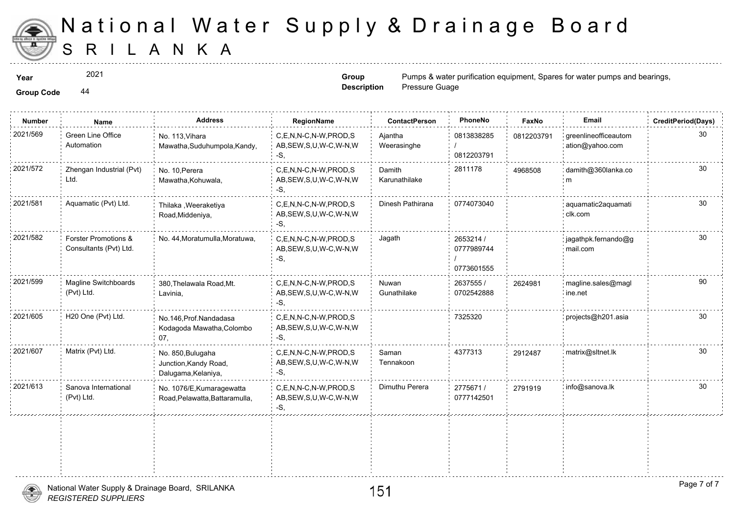# National Water Supply & Drainage Board

## SRILANKA

**Year** 2021

**Group Code** 44

**Group Description** Pumps & water purification equipment, Spares for water pumps and bearings, Pressure Guage

| Number | Name | Address | RegionName | ContactPerson | PhoneNo | FaxNo | Email | CreditPeriod(Days) |
|---|---|---|---|---|---|---|---|---|
| 2021/569 | Green Line Office Automation | No. 113,Vihara Mawatha,Suduhumpola,Kandy, | C,E,N,N-C,N-W,PROD,SAB,SEW,S,U,W-C,W-N,W-S, | Ajantha Weerasinghe | 0813838285 / 0812203791 | 0812203791 | greenlineofficeautomation@yahoo.com | 30 |
| 2021/572 | Zhengan Industrial (Pvt) Ltd. | No. 10,Perera Mawatha,Kohuwala, | C,E,N,N-C,N-W,PROD,SAB,SEW,S,U,W-C,W-N,W-S, | Damith Karunathilake | 2811178 | 4968508 | damith@360lanka.com | 30 |
| 2021/581 | Aquamatic (Pvt) Ltd. | Thilaka ,Weeraketiya Road,Middeniya, | C,E,N,N-C,N-W,PROD,SAB,SEW,S,U,W-C,W-N,W-S, | Dinesh Pathirana | 0774073040 | | aquamatic2aquamaticlk.com | 30 |
| 2021/582 | Forster Promotions & Consultants (Pvt) Ltd. | No. 44,Moratumulla,Moratuwa, | C,E,N,N-C,N-W,PROD,SAB,SEW,S,U,W-C,W-N,W-S, | Jagath | 2653214 / 0777989744 / 0773601555 | | jagathpk.fernando@gmail.com | 30 |
| 2021/599 | Magline Switchboards (Pvt) Ltd. | 380,Thelawala Road,Mt. Lavinia, | C,E,N,N-C,N-W,PROD,SAB,SEW,S,U,W-C,W-N,W-S, | Nuwan Gunathilake | 2637555 / 0702542888 | 2624981 | magline.sales@magline.net | 90 |
| 2021/605 | H20 One (Pvt) Ltd. | No.146,Prof.Nandadasa Kodagoda Mawatha,Colombo 07, | C,E,N,N-C,N-W,PROD,SAB,SEW,S,U,W-C,W-N,W-S, | | 7325320 | | projects@h201.asia | 30 |
| 2021/607 | Matrix (Pvt) Ltd. | No. 850,Bulugaha Junction,Kandy Road, Dalugama,Kelaniya, | C,E,N,N-C,N-W,PROD,SAB,SEW,S,U,W-C,W-N,W-S, | Saman Tennakoon | 4377313 | 2912487 | matrix@sltnet.lk | 30 |
| 2021/613 | Sanova International (Pvt) Ltd. | No. 1076/E,Kumaragewatta Road,Pelawatta,Battaramulla, | C,E,N,N-C,N-W,PROD,SAB,SEW,S,U,W-C,W-N,W-S, | Dimuthu Perera | 2775671 / 0777142501 | 2791919 | info@sanova.lk | 30 |

National Water Supply & Drainage Board, SRILANKA
*REGISTERED SUPPLIERS*